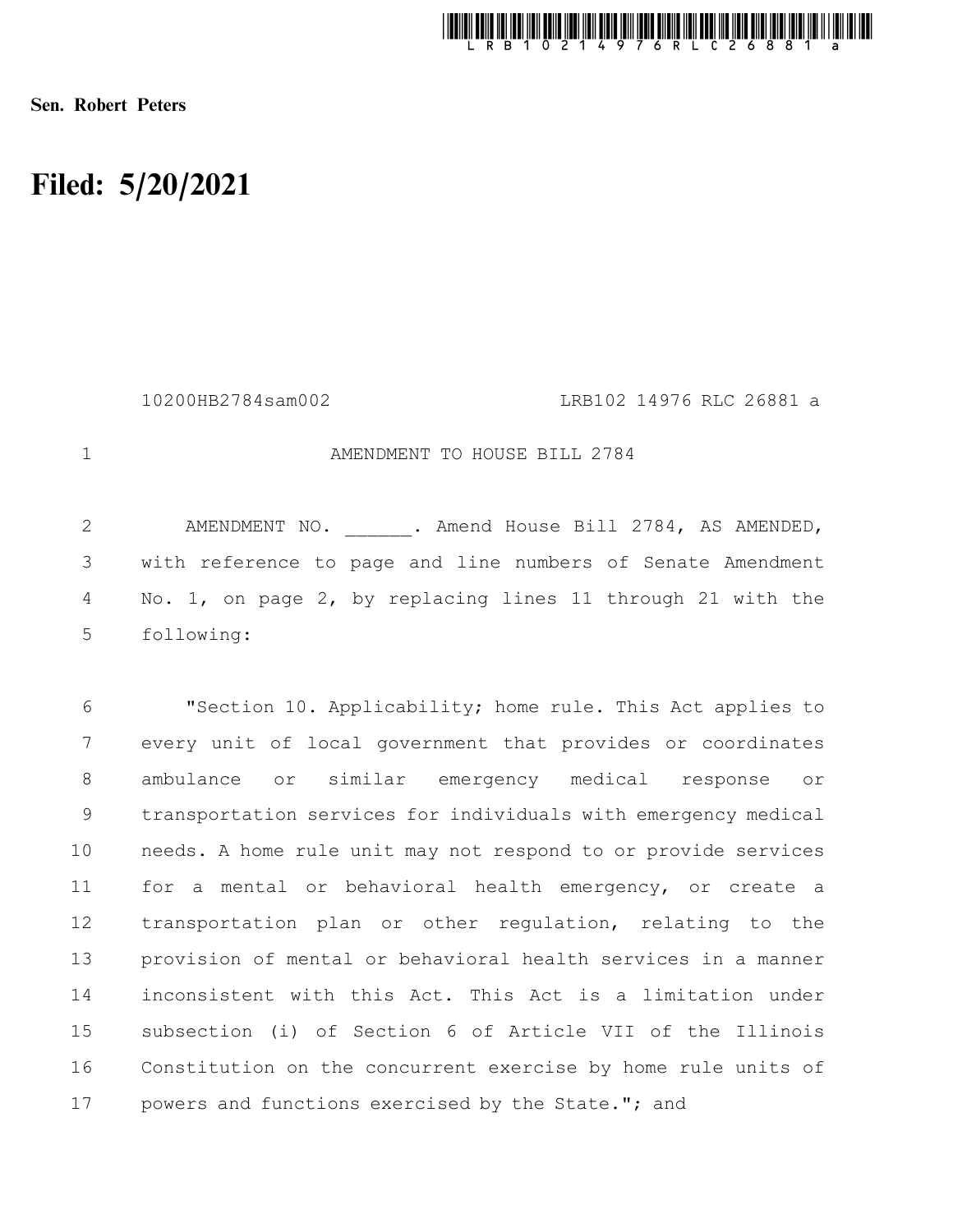Sen. Robert Peters

# Filed: 5/20/2021

10200HB2784sam002 LRB102 14976 RLC 26881 a

AMENDMENT TO HOUSE BILL 2784

AMENDMENT NO. ______. Amend House Bill 2784, AS AMENDED, with reference to page and line numbers of Senate Amendment No. 1, on page 2, by replacing lines 11 through 21 with the following:

"Section 10. Applicability; home rule. This Act applies to every unit of local government that provides or coordinates ambulance or similar emergency medical response or transportation services for individuals with emergency medical needs. A home rule unit may not respond to or provide services for a mental or behavioral health emergency, or create a transportation plan or other regulation, relating to the provision of mental or behavioral health services in a manner inconsistent with this Act. This Act is a limitation under subsection (i) of Section 6 of Article VII of the Illinois Constitution on the concurrent exercise by home rule units of powers and functions exercised by the State."; and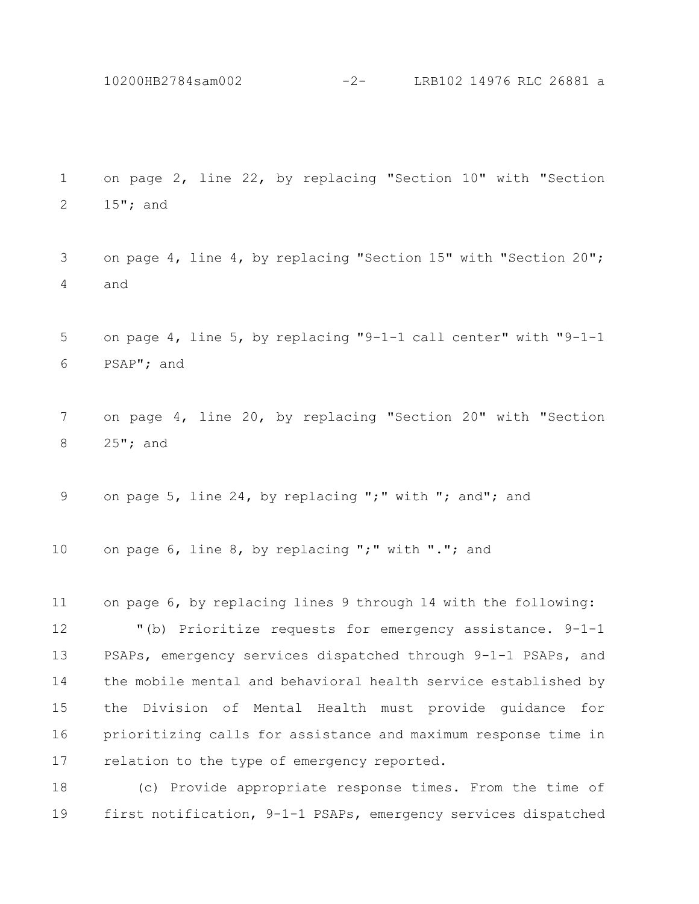on page 2, line 22, by replacing "Section 10" with "Section 15"; and

on page 4, line 4, by replacing "Section 15" with "Section 20"; and

on page 4, line 5, by replacing "9-1-1 call center" with "9-1-1 PSAP"; and

on page 4, line 20, by replacing "Section 20" with "Section 25"; and

on page 5, line 24, by replacing ";" with "; and"; and

on page 6, line 8, by replacing ";" with "."; and

on page 6, by replacing lines 9 through 14 with the following:

"(b) Prioritize requests for emergency assistance. 9-1-1 PSAPs, emergency services dispatched through 9-1-1 PSAPs, and the mobile mental and behavioral health service established by the Division of Mental Health must provide guidance for prioritizing calls for assistance and maximum response time in relation to the type of emergency reported.

(c) Provide appropriate response times. From the time of first notification, 9-1-1 PSAPs, emergency services dispatched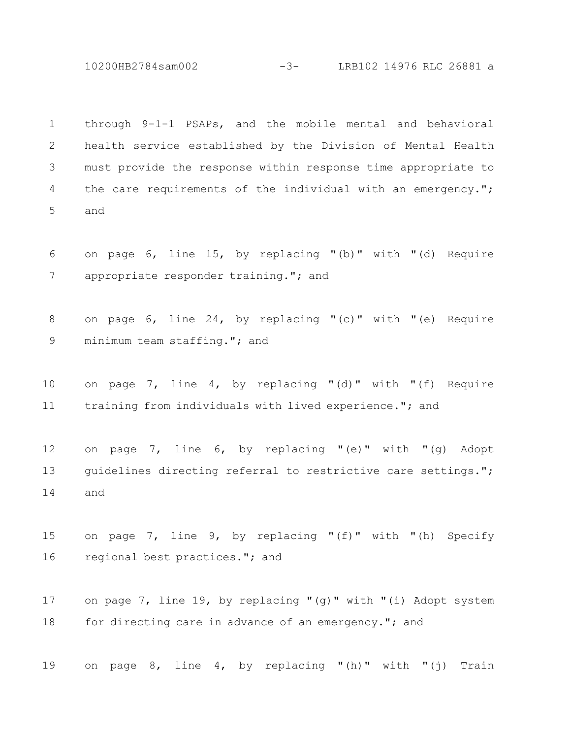through 9-1-1 PSAPs, and the mobile mental and behavioral health service established by the Division of Mental Health must provide the response within response time appropriate to the care requirements of the individual with an emergency."; and

on page 6, line 15, by replacing "(b)" with "(d) Require appropriate responder training."; and

on page 6, line 24, by replacing "(c)" with "(e) Require minimum team staffing."; and

on page 7, line 4, by replacing "(d)" with "(f) Require training from individuals with lived experience."; and

on page 7, line 6, by replacing "(e)" with "(g) Adopt guidelines directing referral to restrictive care settings."; and

on page 7, line 9, by replacing "(f)" with "(h) Specify regional best practices."; and

on page 7, line 19, by replacing "(g)" with "(i) Adopt system for directing care in advance of an emergency."; and

on page 8, line 4, by replacing "(h)" with "(j) Train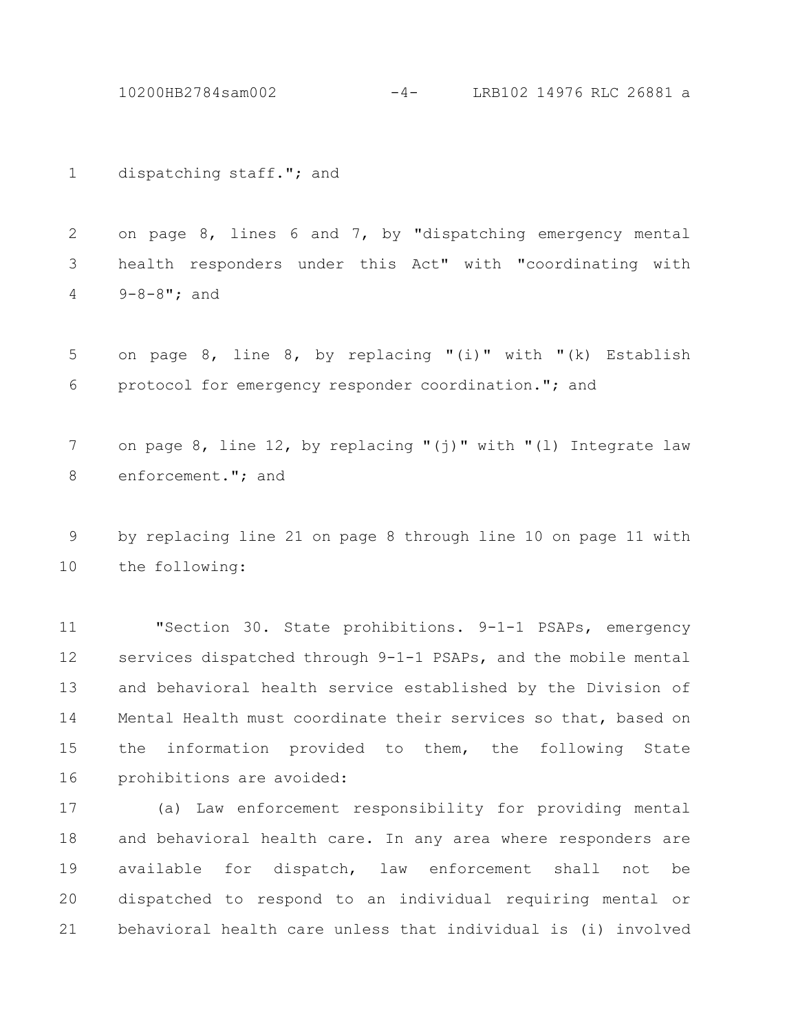dispatching staff."; and

on page 8, lines 6 and 7, by "dispatching emergency mental health responders under this Act" with "coordinating with 9-8-8"; and

on page 8, line 8, by replacing "(i)" with "(k) Establish protocol for emergency responder coordination."; and

on page 8, line 12, by replacing "(j)" with "(l) Integrate law enforcement."; and

by replacing line 21 on page 8 through line 10 on page 11 with the following:

"Section 30. State prohibitions. 9-1-1 PSAPs, emergency services dispatched through 9-1-1 PSAPs, and the mobile mental and behavioral health service established by the Division of Mental Health must coordinate their services so that, based on the information provided to them, the following State prohibitions are avoided:

(a) Law enforcement responsibility for providing mental and behavioral health care. In any area where responders are available for dispatch, law enforcement shall not be dispatched to respond to an individual requiring mental or behavioral health care unless that individual is (i) involved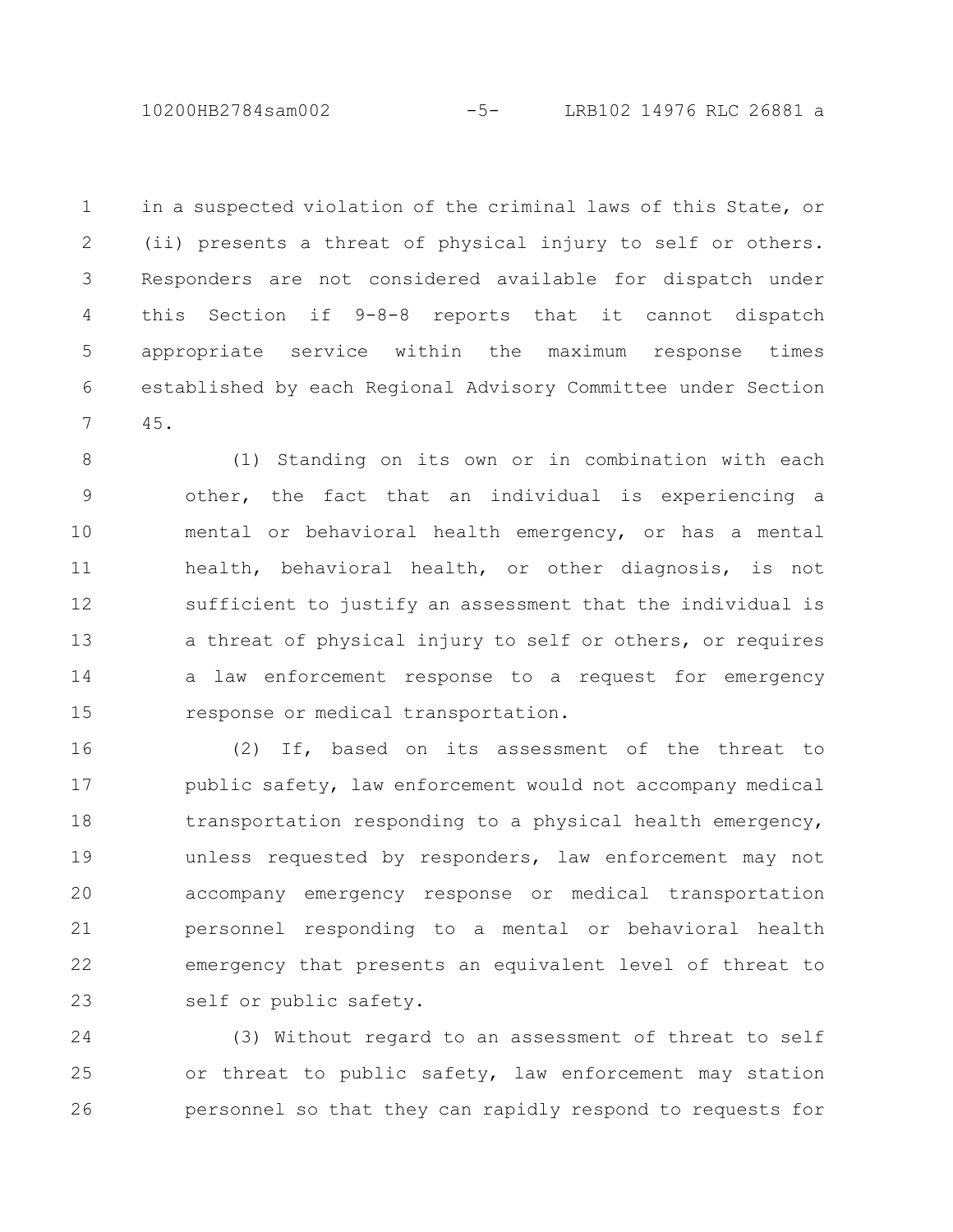in a suspected violation of the criminal laws of this State, or (ii) presents a threat of physical injury to self or others. Responders are not considered available for dispatch under this Section if 9-8-8 reports that it cannot dispatch appropriate service within the maximum response times established by each Regional Advisory Committee under Section 45.

(1) Standing on its own or in combination with each other, the fact that an individual is experiencing a mental or behavioral health emergency, or has a mental health, behavioral health, or other diagnosis, is not sufficient to justify an assessment that the individual is a threat of physical injury to self or others, or requires a law enforcement response to a request for emergency response or medical transportation.

(2) If, based on its assessment of the threat to public safety, law enforcement would not accompany medical transportation responding to a physical health emergency, unless requested by responders, law enforcement may not accompany emergency response or medical transportation personnel responding to a mental or behavioral health emergency that presents an equivalent level of threat to self or public safety.

(3) Without regard to an assessment of threat to self or threat to public safety, law enforcement may station personnel so that they can rapidly respond to requests for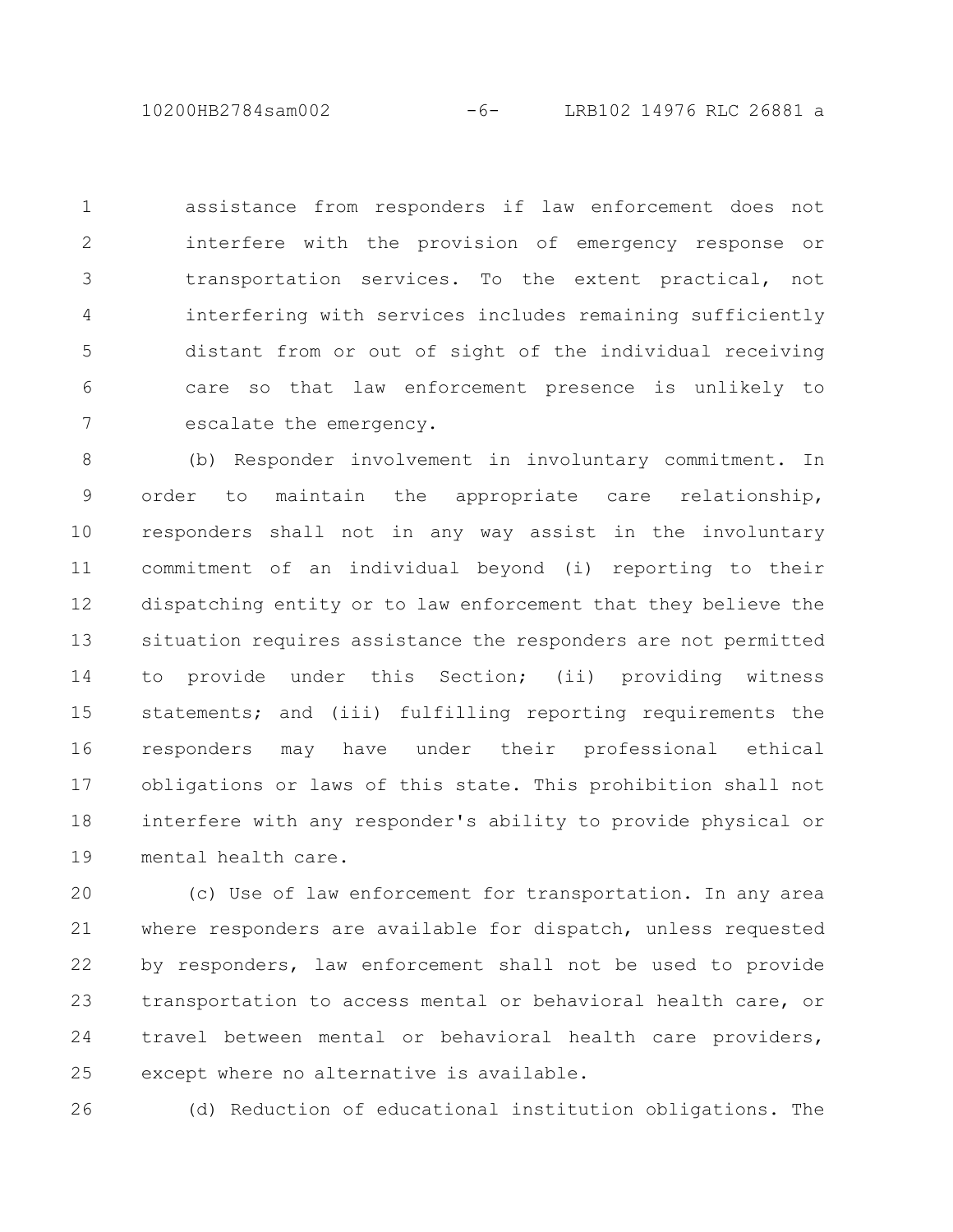assistance from responders if law enforcement does not interfere with the provision of emergency response or transportation services. To the extent practical, not interfering with services includes remaining sufficiently distant from or out of sight of the individual receiving care so that law enforcement presence is unlikely to escalate the emergency.

(b) Responder involvement in involuntary commitment. In order to maintain the appropriate care relationship, responders shall not in any way assist in the involuntary commitment of an individual beyond (i) reporting to their dispatching entity or to law enforcement that they believe the situation requires assistance the responders are not permitted to provide under this Section; (ii) providing witness statements; and (iii) fulfilling reporting requirements the responders may have under their professional ethical obligations or laws of this state. This prohibition shall not interfere with any responder's ability to provide physical or mental health care.

(c) Use of law enforcement for transportation. In any area where responders are available for dispatch, unless requested by responders, law enforcement shall not be used to provide transportation to access mental or behavioral health care, or travel between mental or behavioral health care providers, except where no alternative is available.

(d) Reduction of educational institution obligations. The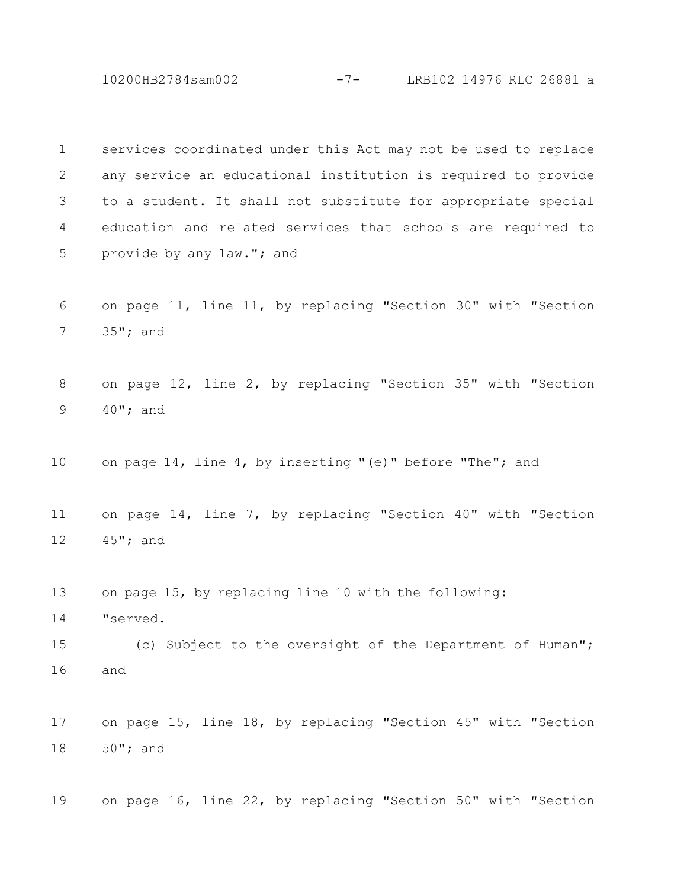services coordinated under this Act may not be used to replace any service an educational institution is required to provide to a student. It shall not substitute for appropriate special education and related services that schools are required to provide by any law."; and

on page 11, line 11, by replacing "Section 30" with "Section 35"; and

on page 12, line 2, by replacing "Section 35" with "Section 40"; and

on page 14, line 4, by inserting "(e)" before "The"; and

on page 14, line 7, by replacing "Section 40" with "Section 45"; and

on page 15, by replacing line 10 with the following:

"served.

(c) Subject to the oversight of the Department of Human"; and

on page 15, line 18, by replacing "Section 45" with "Section 50"; and

on page 16, line 22, by replacing "Section 50" with "Section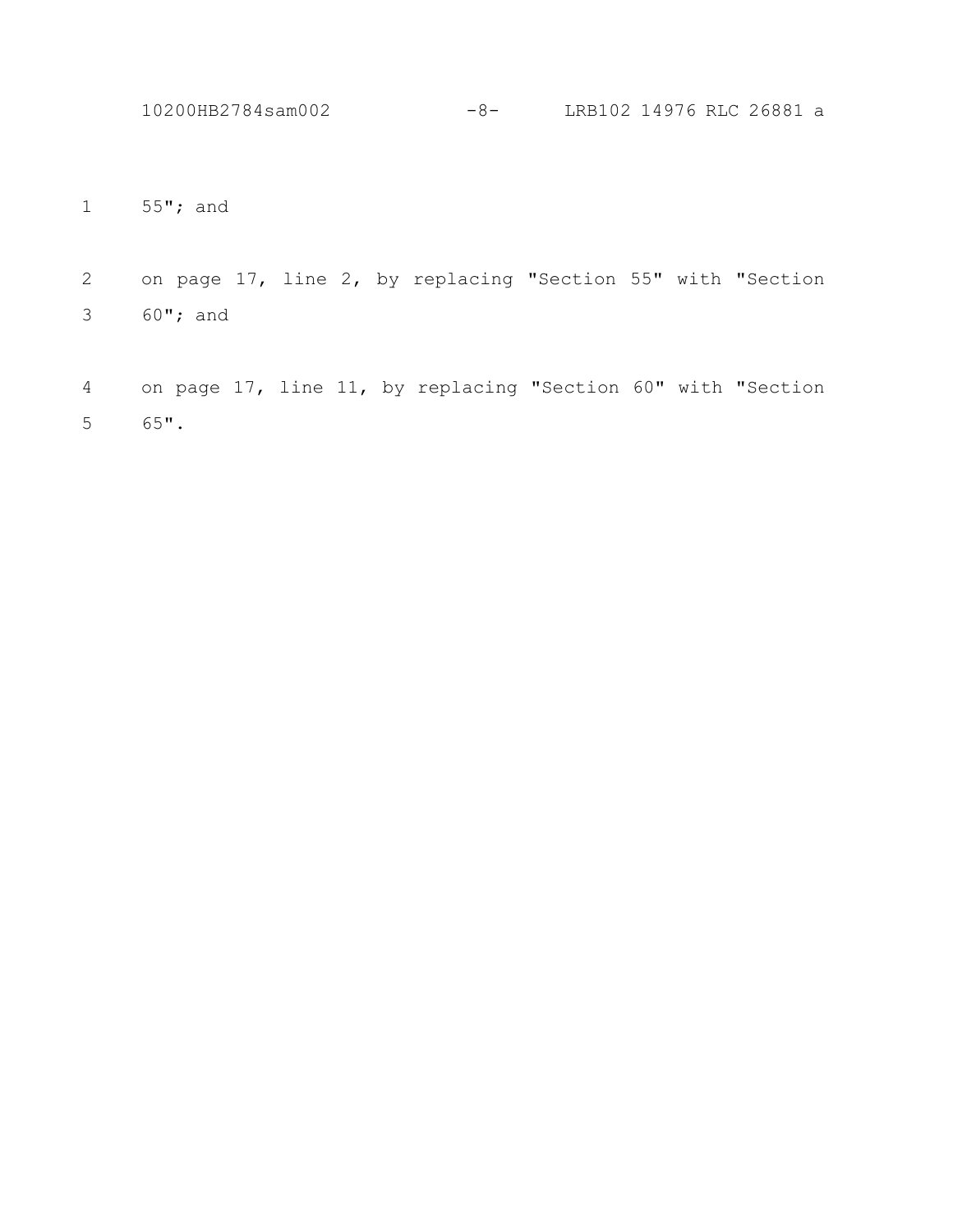55"; and

on page 17, line 2, by replacing "Section 55" with "Section 60"; and

on page 17, line 11, by replacing "Section 60" with "Section 65".